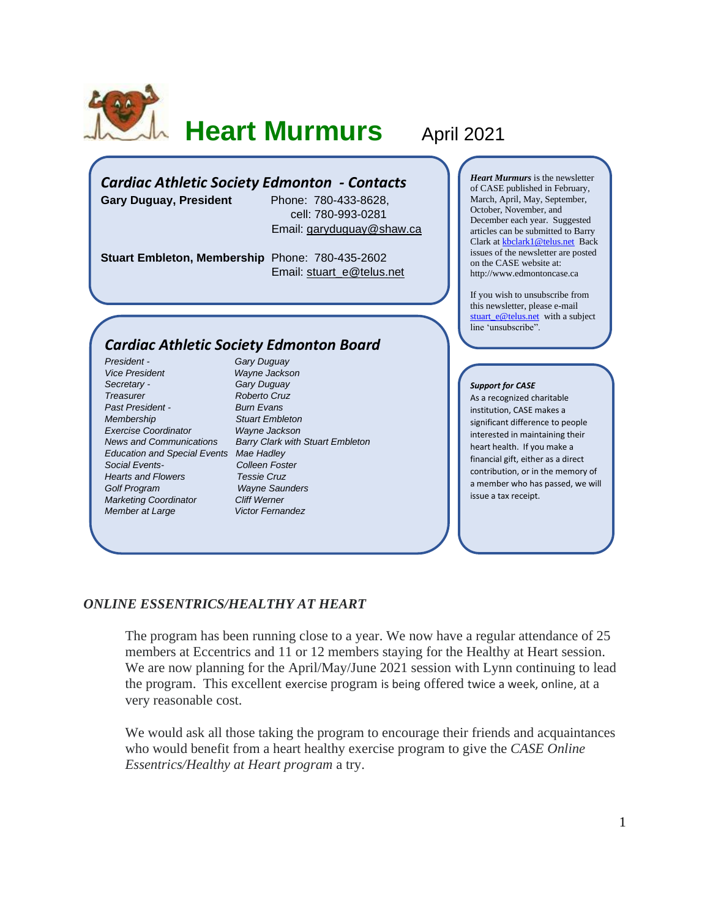# Heart Murmurs

April 2021

## *Cardiac Athletic Society Edmonton - Contacts*

**Gary Duguay, President** Phone: 780-433-8628, cell: 780-993-0281
Email: garyduguay@shaw.ca

**Stuart Embleton, Membership** Phone: 780-435-2602
Email: stuart_e@telus.net

## *Cardiac Athletic Society Edmonton Board*

| | |
|---|---|
| *President -* | *Gary Duguay* |
| *Vice President* | *Wayne Jackson* |
| *Secretary -* | *Gary Duguay* |
| *Treasurer* | *Roberto Cruz* |
| *Past President -* | *Burn Evans* |
| *Membership* | *Stuart Embleton* |
| *Exercise Coordinator* | *Wayne Jackson* |
| *News and Communications* | *Barry Clark with Stuart Embleton* |
| *Education and Special Events* | *Mae Hadley* |
| *Social Events-* | *Colleen Foster* |
| *Hearts and Flowers* | *Tessie Cruz* |
| *Golf Program* | *Wayne Saunders* |
| *Marketing Coordinator* | *Cliff Werner* |
| *Member at Large* | *Victor Fernandez* |

***Heart Murmurs*** is the newsletter of CASE published in February, March, April, May, September, October, November, and December each year. Suggested articles can be submitted to Barry Clark at kbclark1@telus.net Back issues of the newsletter are posted on the CASE website at: http://www.edmontoncase.ca

If you wish to unsubscribe from this newsletter, please e-mail stuart_e@telus.net with a subject line 'unsubscribe".

***Support for CASE***

As a recognized charitable institution, CASE makes a significant difference to people interested in maintaining their heart health. If you make a financial gift, either as a direct contribution, or in the memory of a member who has passed, we will issue a tax receipt.

### *ONLINE ESSENTRICS/HEALTHY AT HEART*

The program has been running close to a year. We now have a regular attendance of 25 members at Eccentrics and 11 or 12 members staying for the Healthy at Heart session. We are now planning for the April/May/June 2021 session with Lynn continuing to lead the program. This excellent exercise program is being offered twice a week, online, at a very reasonable cost.

We would ask all those taking the program to encourage their friends and acquaintances who would benefit from a heart healthy exercise program to give the *CASE Online Essentrics/Healthy at Heart program* a try.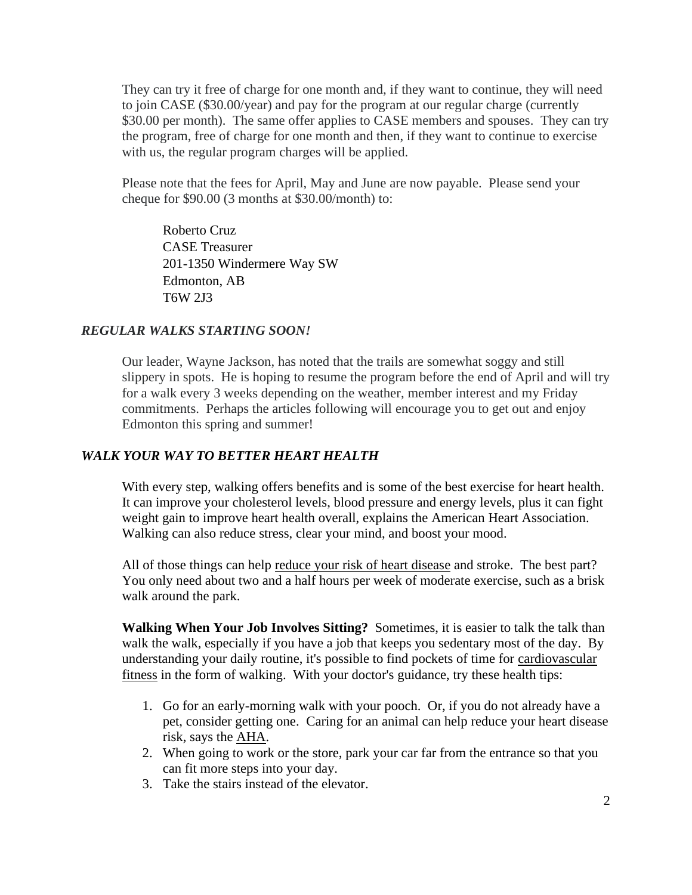They can try it free of charge for one month and, if they want to continue, they will need to join CASE ($30.00/year) and pay for the program at our regular charge (currently $30.00 per month). The same offer applies to CASE members and spouses. They can try the program, free of charge for one month and then, if they want to continue to exercise with us, the regular program charges will be applied.

Please note that the fees for April, May and June are now payable. Please send your cheque for $90.00 (3 months at $30.00/month) to:

Roberto Cruz  
CASE Treasurer  
201-1350 Windermere Way SW  
Edmonton, AB  
T6W 2J3

### *REGULAR WALKS STARTING SOON!*

Our leader, Wayne Jackson, has noted that the trails are somewhat soggy and still slippery in spots. He is hoping to resume the program before the end of April and will try for a walk every 3 weeks depending on the weather, member interest and my Friday commitments. Perhaps the articles following will encourage you to get out and enjoy Edmonton this spring and summer!

### *WALK YOUR WAY TO BETTER HEART HEALTH*

With every step, walking offers benefits and is some of the best exercise for heart health. It can improve your cholesterol levels, blood pressure and energy levels, plus it can fight weight gain to improve heart health overall, explains the American Heart Association. Walking can also reduce stress, clear your mind, and boost your mood.

All of those things can help reduce your risk of heart disease and stroke. The best part? You only need about two and a half hours per week of moderate exercise, such as a brisk walk around the park.

**Walking When Your Job Involves Sitting?** Sometimes, it is easier to talk the talk than walk the walk, especially if you have a job that keeps you sedentary most of the day. By understanding your daily routine, it's possible to find pockets of time for cardiovascular fitness in the form of walking. With your doctor's guidance, try these health tips:

1. Go for an early-morning walk with your pooch. Or, if you do not already have a pet, consider getting one. Caring for an animal can help reduce your heart disease risk, says the AHA.
2. When going to work or the store, park your car far from the entrance so that you can fit more steps into your day.
3. Take the stairs instead of the elevator.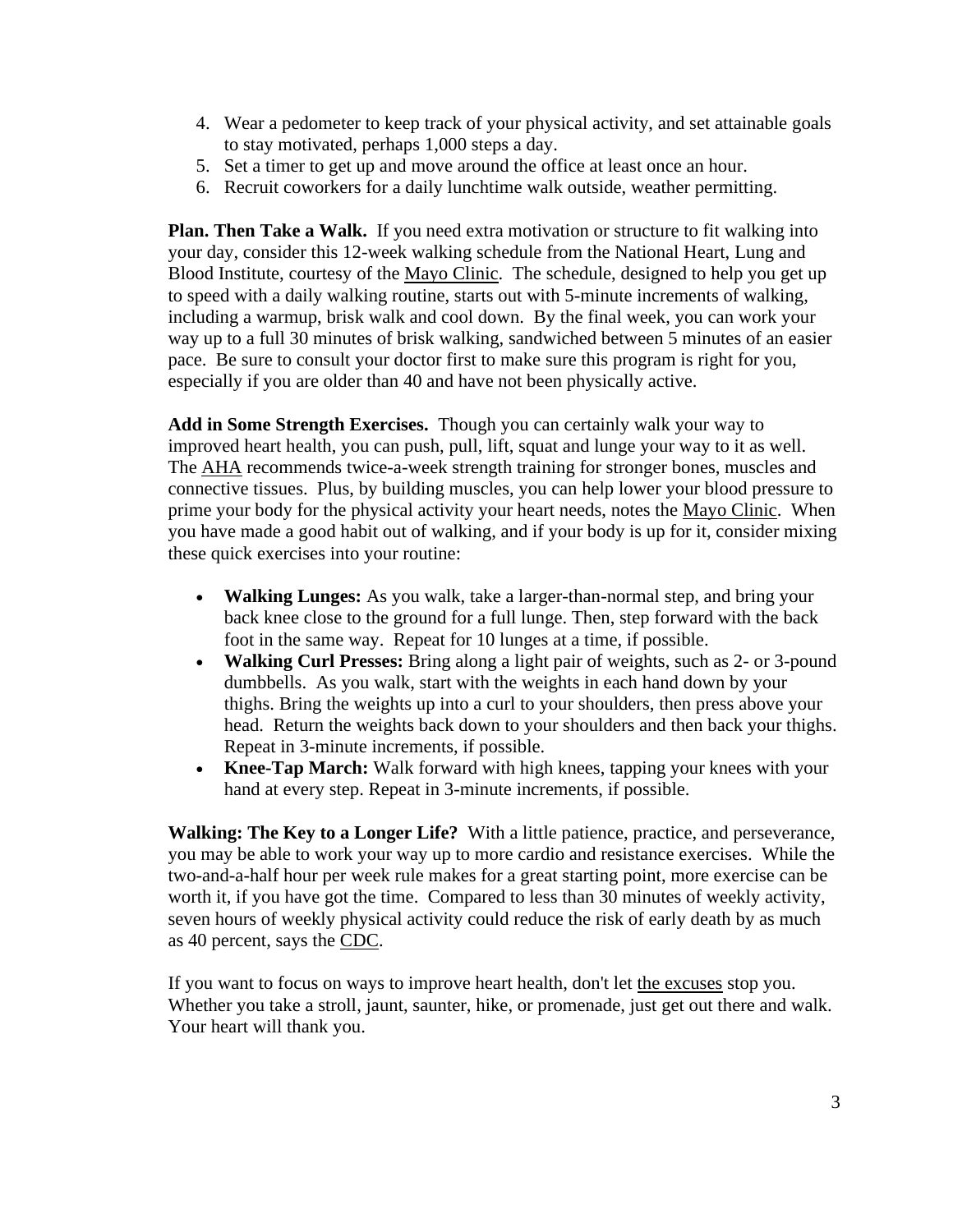4. Wear a pedometer to keep track of your physical activity, and set attainable goals to stay motivated, perhaps 1,000 steps a day.
5. Set a timer to get up and move around the office at least once an hour.
6. Recruit coworkers for a daily lunchtime walk outside, weather permitting.

**Plan. Then Take a Walk.** If you need extra motivation or structure to fit walking into your day, consider this 12-week walking schedule from the National Heart, Lung and Blood Institute, courtesy of the Mayo Clinic. The schedule, designed to help you get up to speed with a daily walking routine, starts out with 5-minute increments of walking, including a warmup, brisk walk and cool down. By the final week, you can work your way up to a full 30 minutes of brisk walking, sandwiched between 5 minutes of an easier pace. Be sure to consult your doctor first to make sure this program is right for you, especially if you are older than 40 and have not been physically active.

**Add in Some Strength Exercises.** Though you can certainly walk your way to improved heart health, you can push, pull, lift, squat and lunge your way to it as well. The AHA recommends twice-a-week strength training for stronger bones, muscles and connective tissues. Plus, by building muscles, you can help lower your blood pressure to prime your body for the physical activity your heart needs, notes the Mayo Clinic. When you have made a good habit out of walking, and if your body is up for it, consider mixing these quick exercises into your routine:

- **Walking Lunges:** As you walk, take a larger-than-normal step, and bring your back knee close to the ground for a full lunge. Then, step forward with the back foot in the same way. Repeat for 10 lunges at a time, if possible.
- **Walking Curl Presses:** Bring along a light pair of weights, such as 2- or 3-pound dumbbells. As you walk, start with the weights in each hand down by your thighs. Bring the weights up into a curl to your shoulders, then press above your head. Return the weights back down to your shoulders and then back your thighs. Repeat in 3-minute increments, if possible.
- **Knee-Tap March:** Walk forward with high knees, tapping your knees with your hand at every step. Repeat in 3-minute increments, if possible.

**Walking: The Key to a Longer Life?** With a little patience, practice, and perseverance, you may be able to work your way up to more cardio and resistance exercises. While the two-and-a-half hour per week rule makes for a great starting point, more exercise can be worth it, if you have got the time. Compared to less than 30 minutes of weekly activity, seven hours of weekly physical activity could reduce the risk of early death by as much as 40 percent, says the CDC.

If you want to focus on ways to improve heart health, don't let the excuses stop you. Whether you take a stroll, jaunt, saunter, hike, or promenade, just get out there and walk. Your heart will thank you.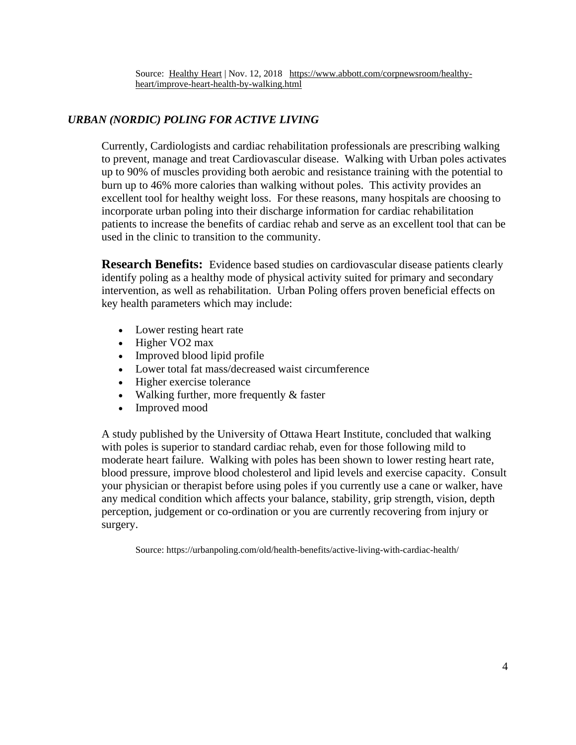Source: Healthy Heart | Nov. 12, 2018 https://www.abbott.com/corpnewsroom/healthy-heart/improve-heart-health-by-walking.html

### *URBAN (NORDIC) POLING FOR ACTIVE LIVING*

Currently, Cardiologists and cardiac rehabilitation professionals are prescribing walking to prevent, manage and treat Cardiovascular disease. Walking with Urban poles activates up to 90% of muscles providing both aerobic and resistance training with the potential to burn up to 46% more calories than walking without poles. This activity provides an excellent tool for healthy weight loss. For these reasons, many hospitals are choosing to incorporate urban poling into their discharge information for cardiac rehabilitation patients to increase the benefits of cardiac rehab and serve as an excellent tool that can be used in the clinic to transition to the community.

**Research Benefits:** Evidence based studies on cardiovascular disease patients clearly identify poling as a healthy mode of physical activity suited for primary and secondary intervention, as well as rehabilitation. Urban Poling offers proven beneficial effects on key health parameters which may include:

- Lower resting heart rate
- Higher VO2 max
- Improved blood lipid profile
- Lower total fat mass/decreased waist circumference
- Higher exercise tolerance
- Walking further, more frequently & faster
- Improved mood

A study published by the University of Ottawa Heart Institute, concluded that walking with poles is superior to standard cardiac rehab, even for those following mild to moderate heart failure. Walking with poles has been shown to lower resting heart rate, blood pressure, improve blood cholesterol and lipid levels and exercise capacity. Consult your physician or therapist before using poles if you currently use a cane or walker, have any medical condition which affects your balance, stability, grip strength, vision, depth perception, judgement or co-ordination or you are currently recovering from injury or surgery.

Source: https://urbanpoling.com/old/health-benefits/active-living-with-cardiac-health/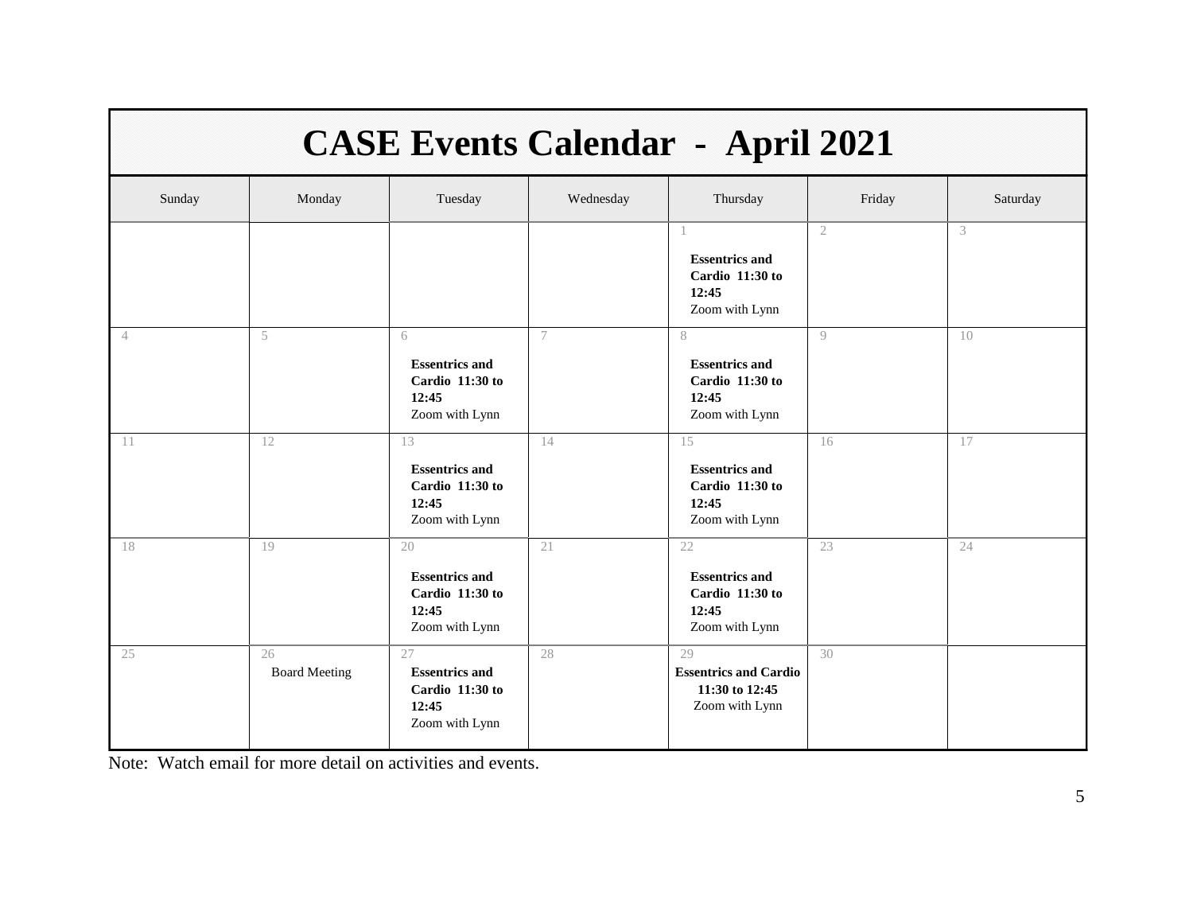# CASE Events Calendar - April 2021

| Sunday | Monday | Tuesday | Wednesday | Thursday | Friday | Saturday |
|---|---|---|---|---|---|---|
| | | | | 1 **Essentrics and Cardio 11:30 to 12:45** Zoom with Lynn | 2 | 3 |
| 4 | 5 | 6 **Essentrics and Cardio 11:30 to 12:45** Zoom with Lynn | 7 | 8 **Essentrics and Cardio 11:30 to 12:45** Zoom with Lynn | 9 | 10 |
| 11 | 12 | 13 **Essentrics and Cardio 11:30 to 12:45** Zoom with Lynn | 14 | 15 **Essentrics and Cardio 11:30 to 12:45** Zoom with Lynn | 16 | 17 |
| 18 | 19 | 20 **Essentrics and Cardio 11:30 to 12:45** Zoom with Lynn | 21 | 22 **Essentrics and Cardio 11:30 to 12:45** Zoom with Lynn | 23 | 24 |
| 25 | 26 Board Meeting | 27 **Essentrics and Cardio 11:30 to 12:45** Zoom with Lynn | 28 | 29 **Essentrics and Cardio 11:30 to 12:45** Zoom with Lynn | 30 | |

Note: Watch email for more detail on activities and events.